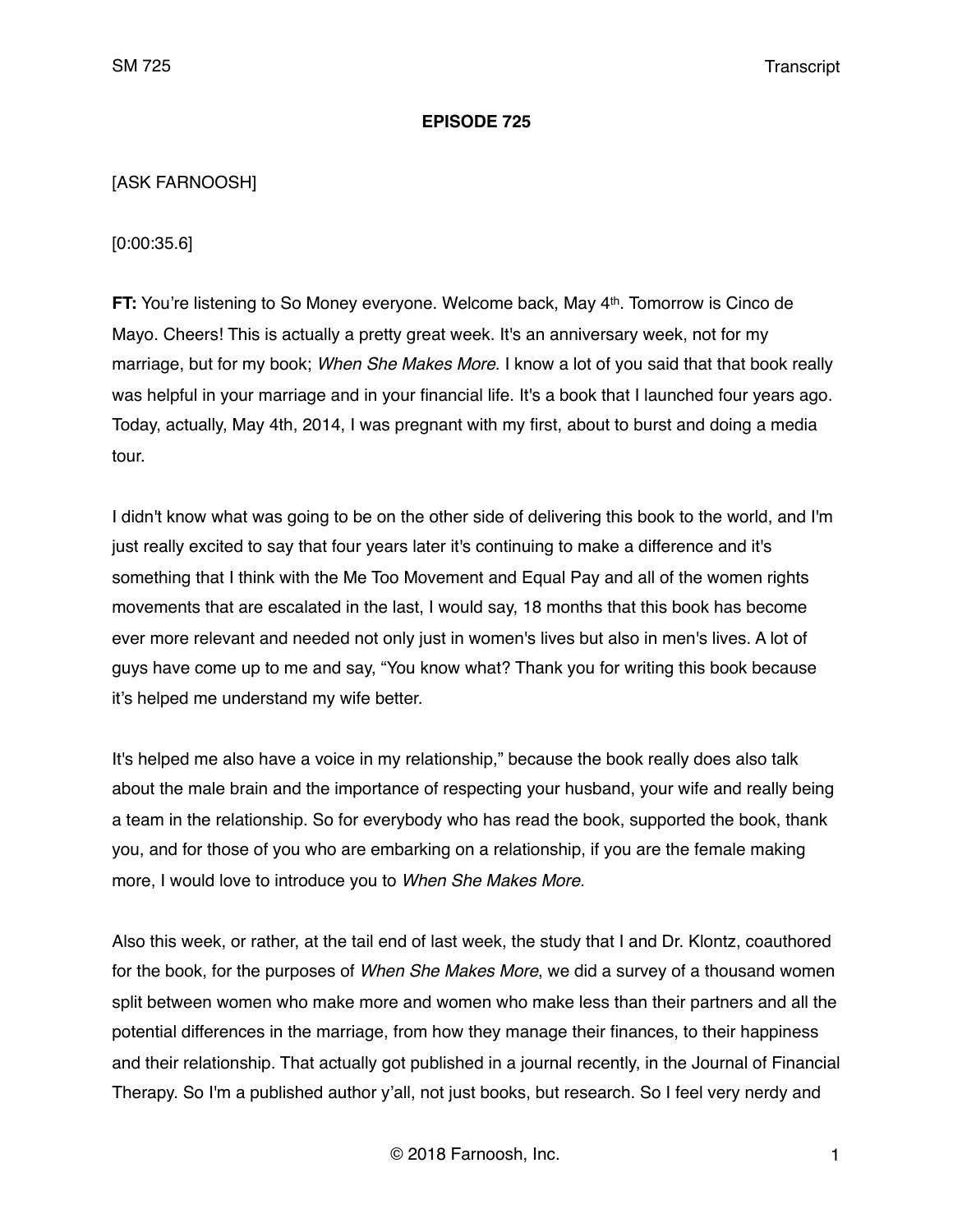**EPISODE 725**

[ASK FARNOOSH]

[0:00:35.6]

**FT:** You're listening to So Money everyone. Welcome back, May 4th. Tomorrow is Cinco de Mayo. Cheers! This is actually a pretty great week. It's an anniversary week, not for my marriage, but for my book; *When She Makes More*. I know a lot of you said that that book really was helpful in your marriage and in your financial life. It's a book that I launched four years ago. Today, actually, May 4th, 2014, I was pregnant with my first, about to burst and doing a media tour.

I didn't know what was going to be on the other side of delivering this book to the world, and I'm just really excited to say that four years later it's continuing to make a difference and it's something that I think with the Me Too Movement and Equal Pay and all of the women rights movements that are escalated in the last, I would say, 18 months that this book has become ever more relevant and needed not only just in women's lives but also in men's lives. A lot of guys have come up to me and say, "You know what? Thank you for writing this book because it's helped me understand my wife better.

It's helped me also have a voice in my relationship," because the book really does also talk about the male brain and the importance of respecting your husband, your wife and really being a team in the relationship. So for everybody who has read the book, supported the book, thank you, and for those of you who are embarking on a relationship, if you are the female making more, I would love to introduce you to *When She Makes More*.

Also this week, or rather, at the tail end of last week, the study that I and Dr. Klontz, coauthored for the book, for the purposes of *When She Makes More*, we did a survey of a thousand women split between women who make more and women who make less than their partners and all the potential differences in the marriage, from how they manage their finances, to their happiness and their relationship. That actually got published in a journal recently, in the Journal of Financial Therapy. So I'm a published author y'all, not just books, but research. So I feel very nerdy and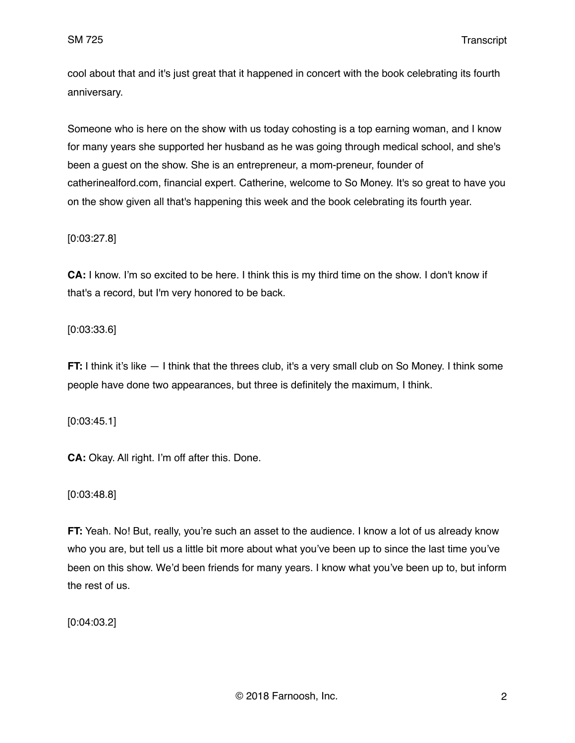cool about that and it's just great that it happened in concert with the book celebrating its fourth anniversary.

Someone who is here on the show with us today cohosting is a top earning woman, and I know for many years she supported her husband as he was going through medical school, and she's been a guest on the show. She is an entrepreneur, a mom-preneur, founder of catherinealford.com, financial expert. Catherine, welcome to So Money. It's so great to have you on the show given all that's happening this week and the book celebrating its fourth year.

[0:03:27.8]

**CA:** I know. I'm so excited to be here. I think this is my third time on the show. I don't know if that's a record, but I'm very honored to be back.

[0:03:33.6]

**FT:** I think it's like — I think that the threes club, it's a very small club on So Money. I think some people have done two appearances, but three is definitely the maximum, I think.

[0:03:45.1]

**CA:** Okay. All right. I'm off after this. Done.

[0:03:48.8]

**FT:** Yeah. No! But, really, you're such an asset to the audience. I know a lot of us already know who you are, but tell us a little bit more about what you've been up to since the last time you've been on this show. We'd been friends for many years. I know what you've been up to, but inform the rest of us.

[0:04:03.2]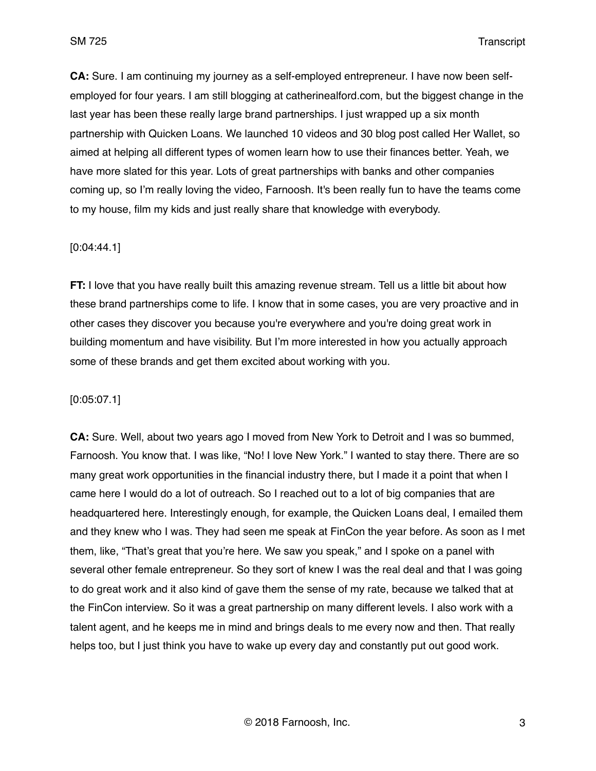**CA:** Sure. I am continuing my journey as a self-employed entrepreneur. I have now been self-employed for four years. I am still blogging at catherinealford.com, but the biggest change in the last year has been these really large brand partnerships. I just wrapped up a six month partnership with Quicken Loans. We launched 10 videos and 30 blog post called Her Wallet, so aimed at helping all different types of women learn how to use their finances better. Yeah, we have more slated for this year. Lots of great partnerships with banks and other companies coming up, so I'm really loving the video, Farnoosh. It's been really fun to have the teams come to my house, film my kids and just really share that knowledge with everybody.

[0:04:44.1]

**FT:** I love that you have really built this amazing revenue stream. Tell us a little bit about how these brand partnerships come to life. I know that in some cases, you are very proactive and in other cases they discover you because you're everywhere and you're doing great work in building momentum and have visibility. But I'm more interested in how you actually approach some of these brands and get them excited about working with you.

[0:05:07.1]

**CA:** Sure. Well, about two years ago I moved from New York to Detroit and I was so bummed, Farnoosh. You know that. I was like, "No! I love New York." I wanted to stay there. There are so many great work opportunities in the financial industry there, but I made it a point that when I came here I would do a lot of outreach. So I reached out to a lot of big companies that are headquartered here. Interestingly enough, for example, the Quicken Loans deal, I emailed them and they knew who I was. They had seen me speak at FinCon the year before. As soon as I met them, like, "That's great that you're here. We saw you speak," and I spoke on a panel with several other female entrepreneur. So they sort of knew I was the real deal and that I was going to do great work and it also kind of gave them the sense of my rate, because we talked that at the FinCon interview. So it was a great partnership on many different levels. I also work with a talent agent, and he keeps me in mind and brings deals to me every now and then. That really helps too, but I just think you have to wake up every day and constantly put out good work.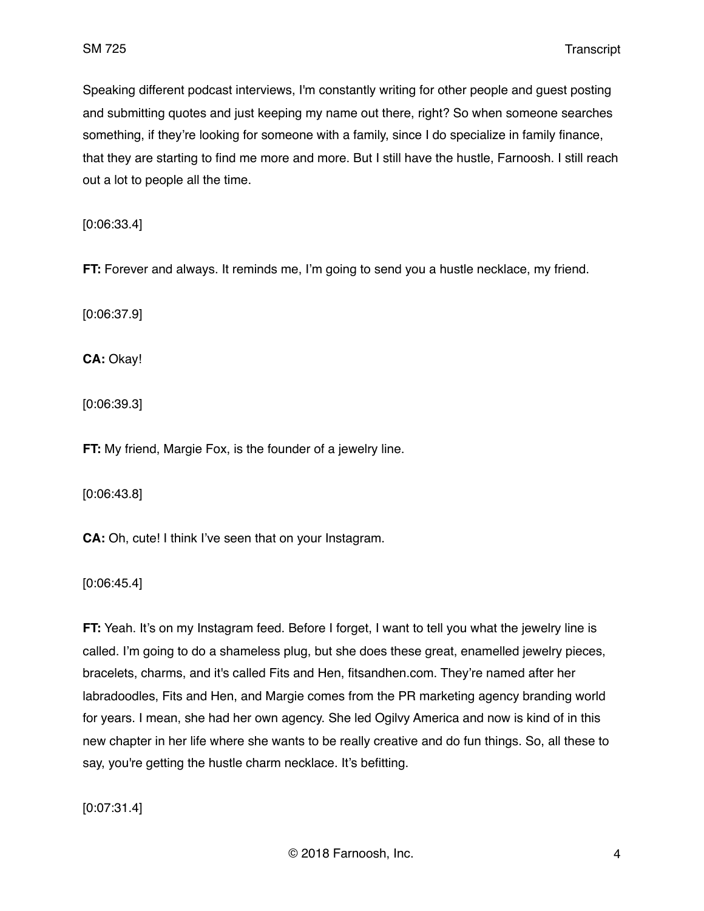Speaking different podcast interviews, I'm constantly writing for other people and guest posting and submitting quotes and just keeping my name out there, right? So when someone searches something, if they're looking for someone with a family, since I do specialize in family finance, that they are starting to find me more and more. But I still have the hustle, Farnoosh. I still reach out a lot to people all the time.

[0:06:33.4]

**FT:** Forever and always. It reminds me, I'm going to send you a hustle necklace, my friend.

[0:06:37.9]

**CA:** Okay!

[0:06:39.3]

**FT:** My friend, Margie Fox, is the founder of a jewelry line.

[0:06:43.8]

**CA:** Oh, cute! I think I've seen that on your Instagram.

[0:06:45.4]

**FT:** Yeah. It's on my Instagram feed. Before I forget, I want to tell you what the jewelry line is called. I'm going to do a shameless plug, but she does these great, enamelled jewelry pieces, bracelets, charms, and it's called Fits and Hen, fitsandhen.com. They're named after her labradoodles, Fits and Hen, and Margie comes from the PR marketing agency branding world for years. I mean, she had her own agency. She led Ogilvy America and now is kind of in this new chapter in her life where she wants to be really creative and do fun things. So, all these to say, you're getting the hustle charm necklace. It's befitting.

[0:07:31.4]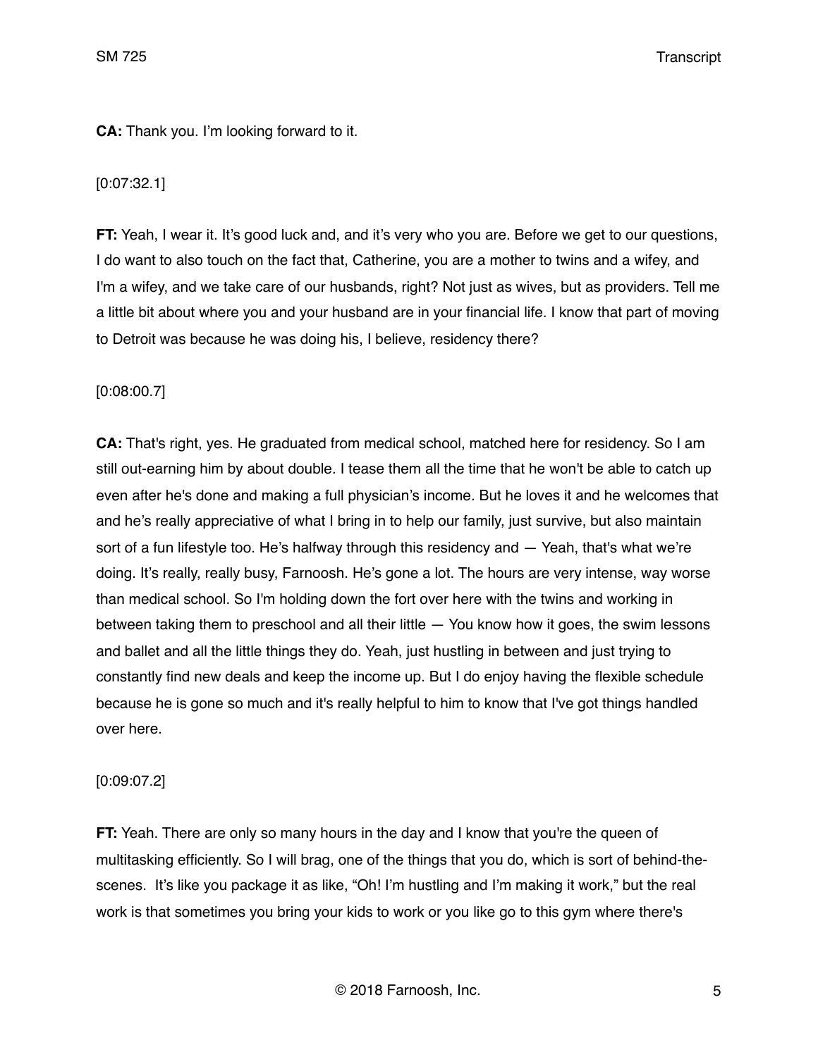**CA:** Thank you. I'm looking forward to it.

[0:07:32.1]

**FT:** Yeah, I wear it. It's good luck and, and it's very who you are. Before we get to our questions, I do want to also touch on the fact that, Catherine, you are a mother to twins and a wifey, and I'm a wifey, and we take care of our husbands, right? Not just as wives, but as providers. Tell me a little bit about where you and your husband are in your financial life. I know that part of moving to Detroit was because he was doing his, I believe, residency there?

[0:08:00.7]

**CA:** That's right, yes. He graduated from medical school, matched here for residency. So I am still out-earning him by about double. I tease them all the time that he won't be able to catch up even after he's done and making a full physician's income. But he loves it and he welcomes that and he's really appreciative of what I bring in to help our family, just survive, but also maintain sort of a fun lifestyle too. He's halfway through this residency and — Yeah, that's what we're doing. It's really, really busy, Farnoosh. He's gone a lot. The hours are very intense, way worse than medical school. So I'm holding down the fort over here with the twins and working in between taking them to preschool and all their little — You know how it goes, the swim lessons and ballet and all the little things they do. Yeah, just hustling in between and just trying to constantly find new deals and keep the income up. But I do enjoy having the flexible schedule because he is gone so much and it's really helpful to him to know that I've got things handled over here.

[0:09:07.2]

**FT:** Yeah. There are only so many hours in the day and I know that you're the queen of multitasking efficiently. So I will brag, one of the things that you do, which is sort of behind-the-scenes. It's like you package it as like, "Oh! I'm hustling and I'm making it work," but the real work is that sometimes you bring your kids to work or you like go to this gym where there's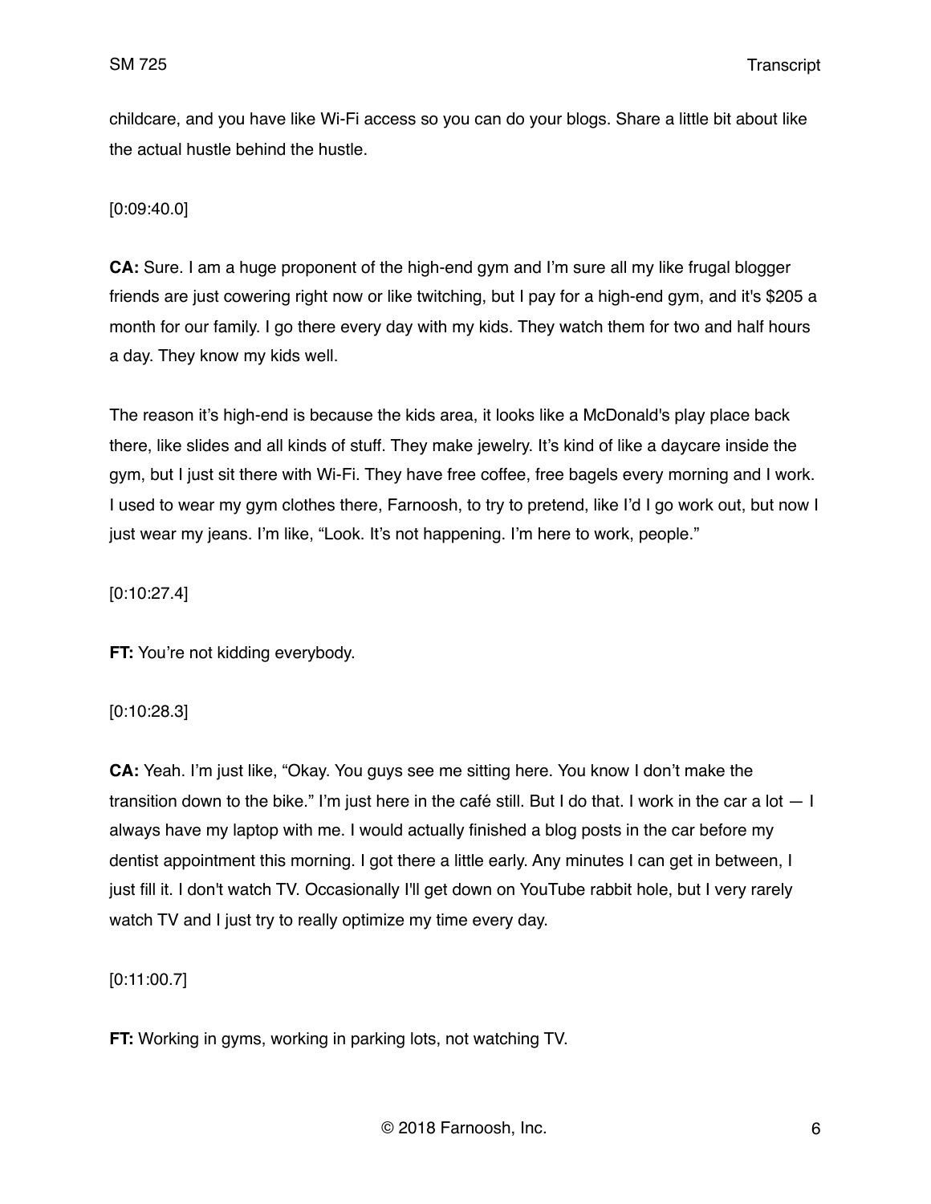childcare, and you have like Wi-Fi access so you can do your blogs. Share a little bit about like the actual hustle behind the hustle.

[0:09:40.0]

**CA:** Sure. I am a huge proponent of the high-end gym and I'm sure all my like frugal blogger friends are just cowering right now or like twitching, but I pay for a high-end gym, and it's $205 a month for our family. I go there every day with my kids. They watch them for two and half hours a day. They know my kids well.

The reason it's high-end is because the kids area, it looks like a McDonald's play place back there, like slides and all kinds of stuff. They make jewelry. It's kind of like a daycare inside the gym, but I just sit there with Wi-Fi. They have free coffee, free bagels every morning and I work. I used to wear my gym clothes there, Farnoosh, to try to pretend, like I'd go work out, but now I just wear my jeans. I'm like, "Look. It's not happening. I'm here to work, people."

[0:10:27.4]

**FT:** You're not kidding everybody.

[0:10:28.3]

**CA:** Yeah. I'm just like, "Okay. You guys see me sitting here. You know I don't make the transition down to the bike." I'm just here in the café still. But I do that. I work in the car a lot — I always have my laptop with me. I would actually finished a blog posts in the car before my dentist appointment this morning. I got there a little early. Any minutes I can get in between, I just fill it. I don't watch TV. Occasionally I'll get down on YouTube rabbit hole, but I very rarely watch TV and I just try to really optimize my time every day.

[0:11:00.7]

**FT:** Working in gyms, working in parking lots, not watching TV.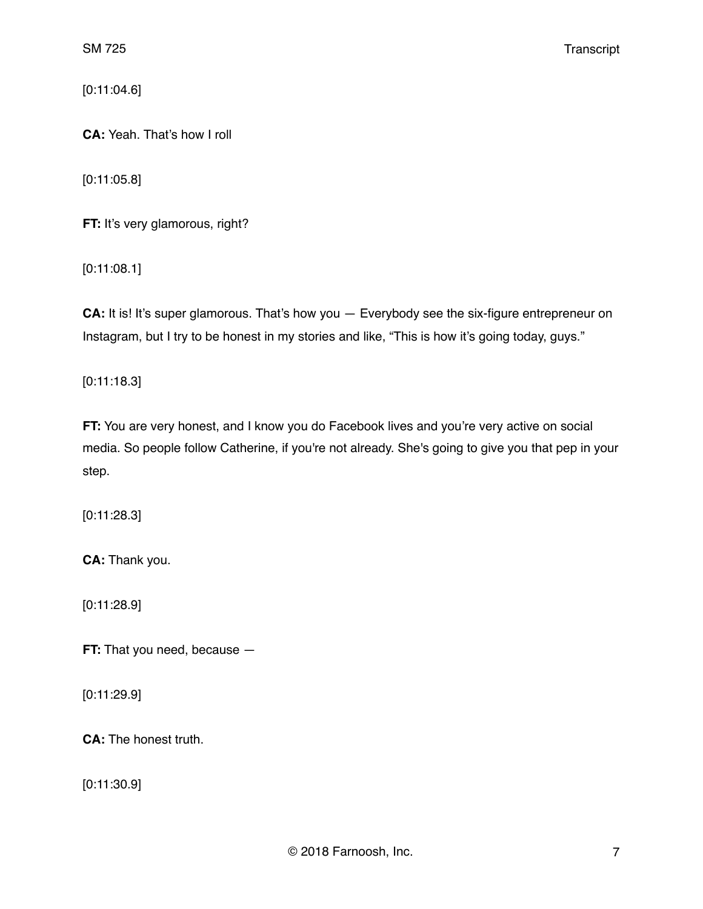[0:11:04.6]

**CA:** Yeah. That's how I roll

[0:11:05.8]

**FT:** It's very glamorous, right?

[0:11:08.1]

**CA:** It is! It's super glamorous. That's how you — Everybody see the six-figure entrepreneur on Instagram, but I try to be honest in my stories and like, "This is how it's going today, guys."

[0:11:18.3]

**FT:** You are very honest, and I know you do Facebook lives and you're very active on social media. So people follow Catherine, if you're not already. She's going to give you that pep in your step.

[0:11:28.3]

**CA:** Thank you.

[0:11:28.9]

**FT:** That you need, because —

[0:11:29.9]

**CA:** The honest truth.

[0:11:30.9]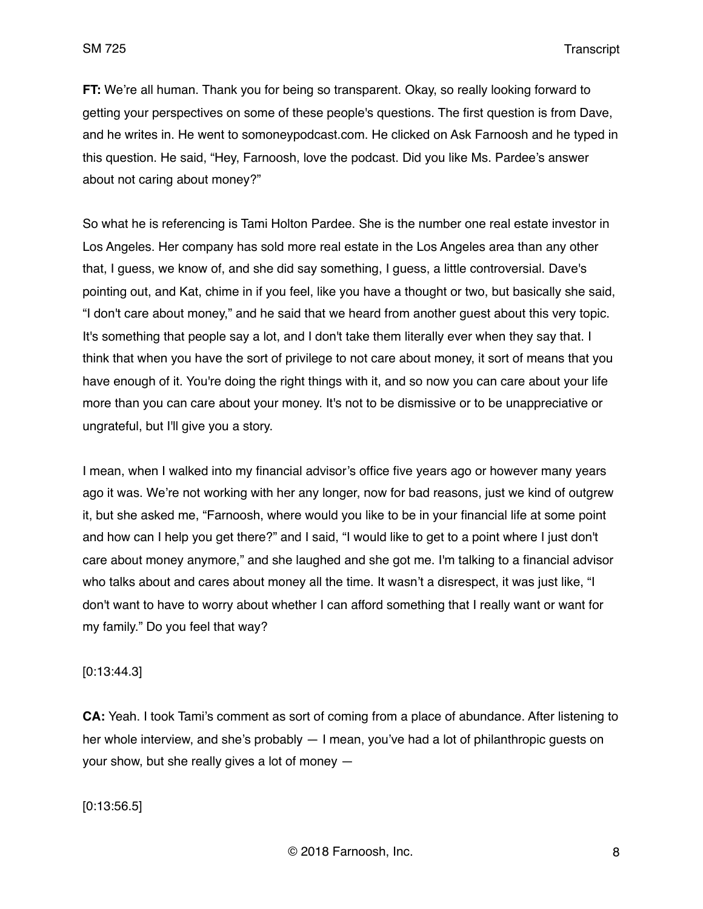**FT:** We're all human. Thank you for being so transparent. Okay, so really looking forward to getting your perspectives on some of these people's questions. The first question is from Dave, and he writes in. He went to somoneypodcast.com. He clicked on Ask Farnoosh and he typed in this question. He said, "Hey, Farnoosh, love the podcast. Did you like Ms. Pardee's answer about not caring about money?"

So what he is referencing is Tami Holton Pardee. She is the number one real estate investor in Los Angeles. Her company has sold more real estate in the Los Angeles area than any other that, I guess, we know of, and she did say something, I guess, a little controversial. Dave's pointing out, and Kat, chime in if you feel, like you have a thought or two, but basically she said, "I don't care about money," and he said that we heard from another guest about this very topic. It's something that people say a lot, and I don't take them literally ever when they say that. I think that when you have the sort of privilege to not care about money, it sort of means that you have enough of it. You're doing the right things with it, and so now you can care about your life more than you can care about your money. It's not to be dismissive or to be unappreciative or ungrateful, but I'll give you a story.

I mean, when I walked into my financial advisor's office five years ago or however many years ago it was. We're not working with her any longer, now for bad reasons, just we kind of outgrew it, but she asked me, "Farnoosh, where would you like to be in your financial life at some point and how can I help you get there?" and I said, "I would like to get to a point where I just don't care about money anymore," and she laughed and she got me. I'm talking to a financial advisor who talks about and cares about money all the time. It wasn't a disrespect, it was just like, "I don't want to have to worry about whether I can afford something that I really want or want for my family." Do you feel that way?

[0:13:44.3]

**CA:** Yeah. I took Tami's comment as sort of coming from a place of abundance. After listening to her whole interview, and she's probably — I mean, you've had a lot of philanthropic guests on your show, but she really gives a lot of money —

[0:13:56.5]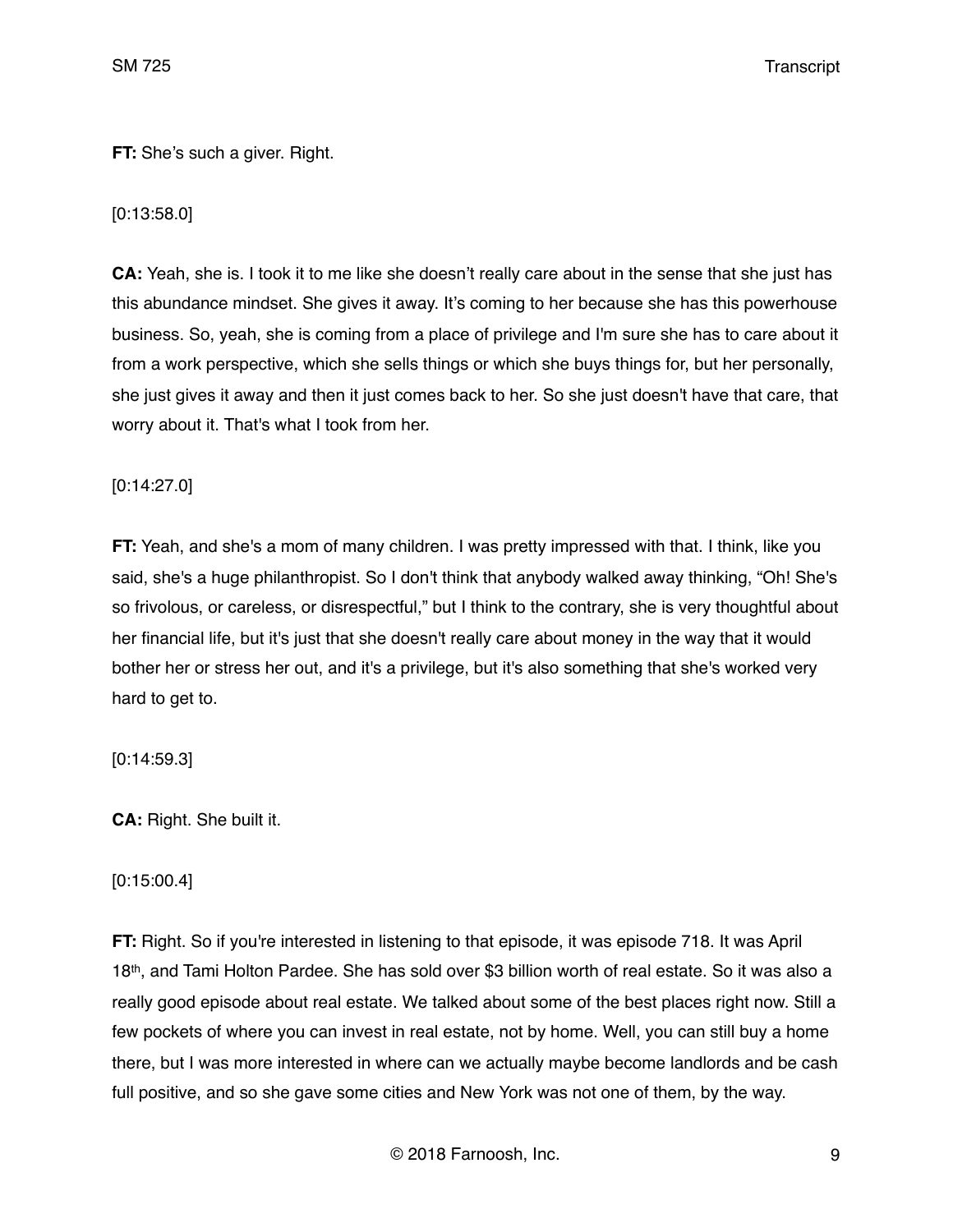**FT:** She's such a giver. Right.

[0:13:58.0]

**CA:** Yeah, she is. I took it to me like she doesn't really care about in the sense that she just has this abundance mindset. She gives it away. It's coming to her because she has this powerhouse business. So, yeah, she is coming from a place of privilege and I'm sure she has to care about it from a work perspective, which she sells things or which she buys things for, but her personally, she just gives it away and then it just comes back to her. So she just doesn't have that care, that worry about it. That's what I took from her.

[0:14:27.0]

**FT:** Yeah, and she's a mom of many children. I was pretty impressed with that. I think, like you said, she's a huge philanthropist. So I don't think that anybody walked away thinking, "Oh! She's so frivolous, or careless, or disrespectful," but I think to the contrary, she is very thoughtful about her financial life, but it's just that she doesn't really care about money in the way that it would bother her or stress her out, and it's a privilege, but it's also something that she's worked very hard to get to.

[0:14:59.3]

**CA:** Right. She built it.

[0:15:00.4]

**FT:** Right. So if you're interested in listening to that episode, it was episode 718. It was April 18th, and Tami Holton Pardee. She has sold over $3 billion worth of real estate. So it was also a really good episode about real estate. We talked about some of the best places right now. Still a few pockets of where you can invest in real estate, not by home. Well, you can still buy a home there, but I was more interested in where can we actually maybe become landlords and be cash full positive, and so she gave some cities and New York was not one of them, by the way.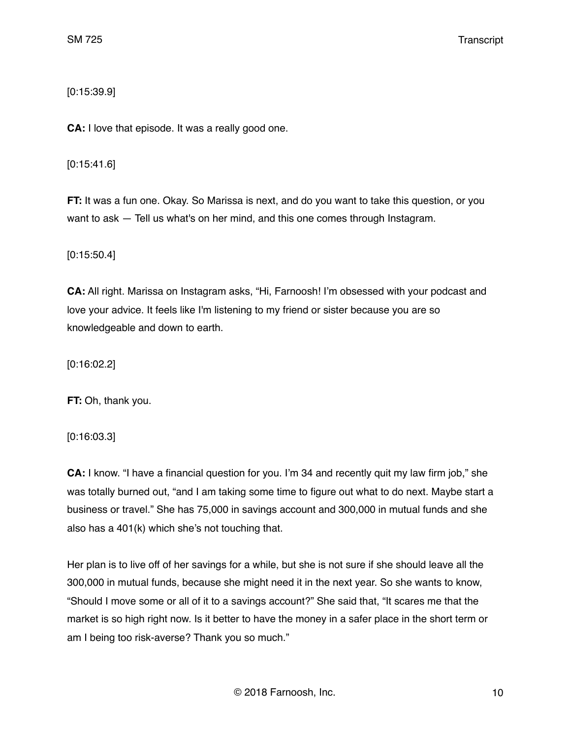[0:15:39.9]

**CA:** I love that episode. It was a really good one.

[0:15:41.6]

**FT:** It was a fun one. Okay. So Marissa is next, and do you want to take this question, or you want to ask — Tell us what's on her mind, and this one comes through Instagram.

[0:15:50.4]

**CA:** All right. Marissa on Instagram asks, "Hi, Farnoosh! I'm obsessed with your podcast and love your advice. It feels like I'm listening to my friend or sister because you are so knowledgeable and down to earth.

[0:16:02.2]

**FT:** Oh, thank you.

[0:16:03.3]

**CA:** I know. "I have a financial question for you. I'm 34 and recently quit my law firm job," she was totally burned out, "and I am taking some time to figure out what to do next. Maybe start a business or travel." She has 75,000 in savings account and 300,000 in mutual funds and she also has a 401(k) which she's not touching that.

Her plan is to live off of her savings for a while, but she is not sure if she should leave all the 300,000 in mutual funds, because she might need it in the next year. So she wants to know, "Should I move some or all of it to a savings account?" She said that, "It scares me that the market is so high right now. Is it better to have the money in a safer place in the short term or am I being too risk-averse? Thank you so much."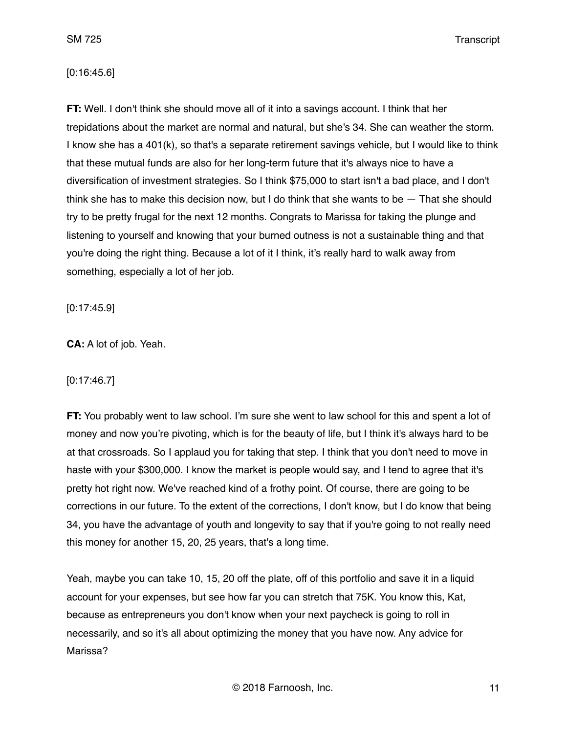[0:16:45.6]

**FT:** Well. I don't think she should move all of it into a savings account. I think that her trepidations about the market are normal and natural, but she's 34. She can weather the storm. I know she has a 401(k), so that's a separate retirement savings vehicle, but I would like to think that these mutual funds are also for her long-term future that it's always nice to have a diversification of investment strategies. So I think $75,000 to start isn't a bad place, and I don't think she has to make this decision now, but I do think that she wants to be — That she should try to be pretty frugal for the next 12 months. Congrats to Marissa for taking the plunge and listening to yourself and knowing that your burned outness is not a sustainable thing and that you're doing the right thing. Because a lot of it I think, it's really hard to walk away from something, especially a lot of her job.

[0:17:45.9]

**CA:** A lot of job. Yeah.

[0:17:46.7]

**FT:** You probably went to law school. I'm sure she went to law school for this and spent a lot of money and now you're pivoting, which is for the beauty of life, but I think it's always hard to be at that crossroads. So I applaud you for taking that step. I think that you don't need to move in haste with your $300,000. I know the market is people would say, and I tend to agree that it's pretty hot right now. We've reached kind of a frothy point. Of course, there are going to be corrections in our future. To the extent of the corrections, I don't know, but I do know that being 34, you have the advantage of youth and longevity to say that if you're going to not really need this money for another 15, 20, 25 years, that's a long time.

Yeah, maybe you can take 10, 15, 20 off the plate, off of this portfolio and save it in a liquid account for your expenses, but see how far you can stretch that 75K. You know this, Kat, because as entrepreneurs you don't know when your next paycheck is going to roll in necessarily, and so it's all about optimizing the money that you have now. Any advice for Marissa?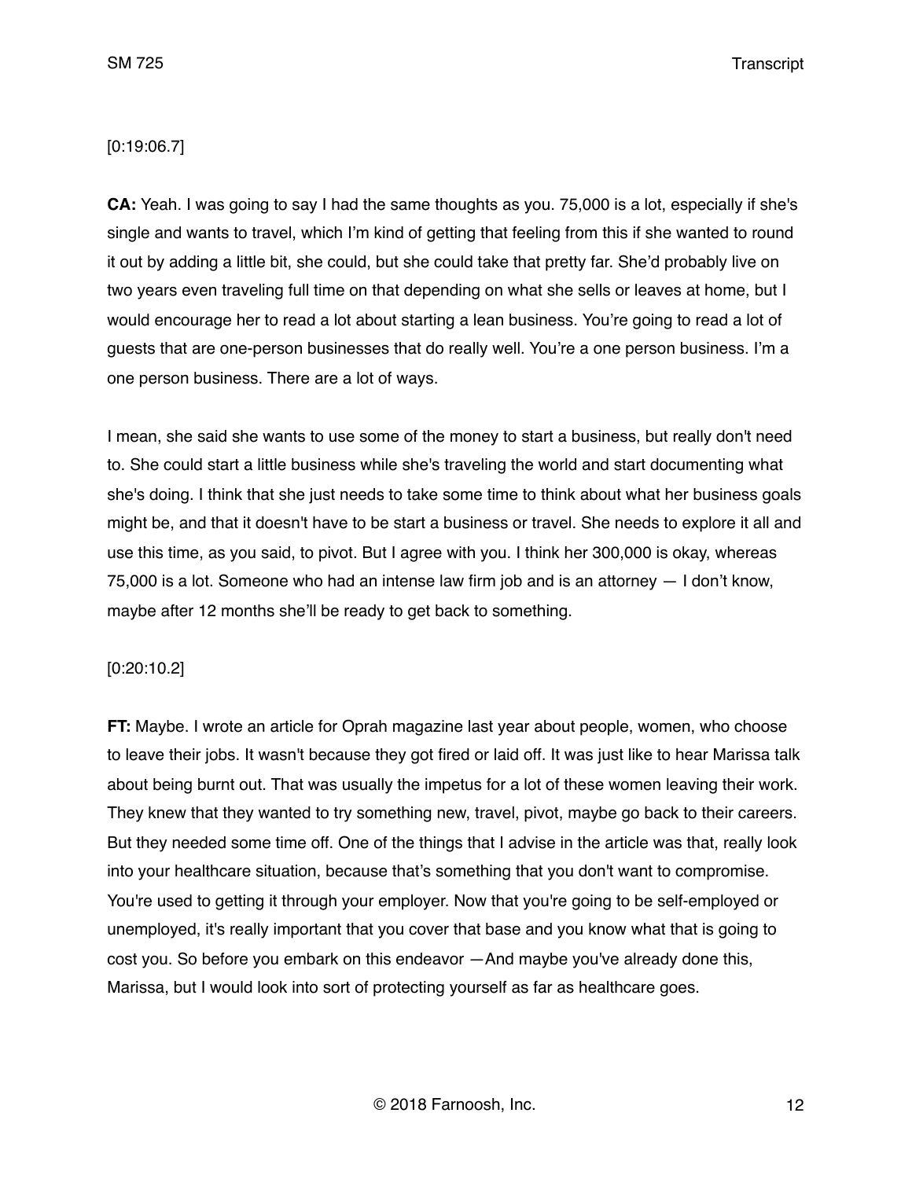[0:19:06.7]

**CA:** Yeah. I was going to say I had the same thoughts as you. 75,000 is a lot, especially if she's single and wants to travel, which I'm kind of getting that feeling from this if she wanted to round it out by adding a little bit, she could, but she could take that pretty far. She'd probably live on two years even traveling full time on that depending on what she sells or leaves at home, but I would encourage her to read a lot about starting a lean business. You're going to read a lot of guests that are one-person businesses that do really well. You're a one person business. I'm a one person business. There are a lot of ways.

I mean, she said she wants to use some of the money to start a business, but really don't need to. She could start a little business while she's traveling the world and start documenting what she's doing. I think that she just needs to take some time to think about what her business goals might be, and that it doesn't have to be start a business or travel. She needs to explore it all and use this time, as you said, to pivot. But I agree with you. I think her 300,000 is okay, whereas 75,000 is a lot. Someone who had an intense law firm job and is an attorney — I don't know, maybe after 12 months she'll be ready to get back to something.

[0:20:10.2]

**FT:** Maybe. I wrote an article for Oprah magazine last year about people, women, who choose to leave their jobs. It wasn't because they got fired or laid off. It was just like to hear Marissa talk about being burnt out. That was usually the impetus for a lot of these women leaving their work. They knew that they wanted to try something new, travel, pivot, maybe go back to their careers. But they needed some time off. One of the things that I advise in the article was that, really look into your healthcare situation, because that's something that you don't want to compromise. You're used to getting it through your employer. Now that you're going to be self-employed or unemployed, it's really important that you cover that base and you know what that is going to cost you. So before you embark on this endeavor —And maybe you've already done this, Marissa, but I would look into sort of protecting yourself as far as healthcare goes.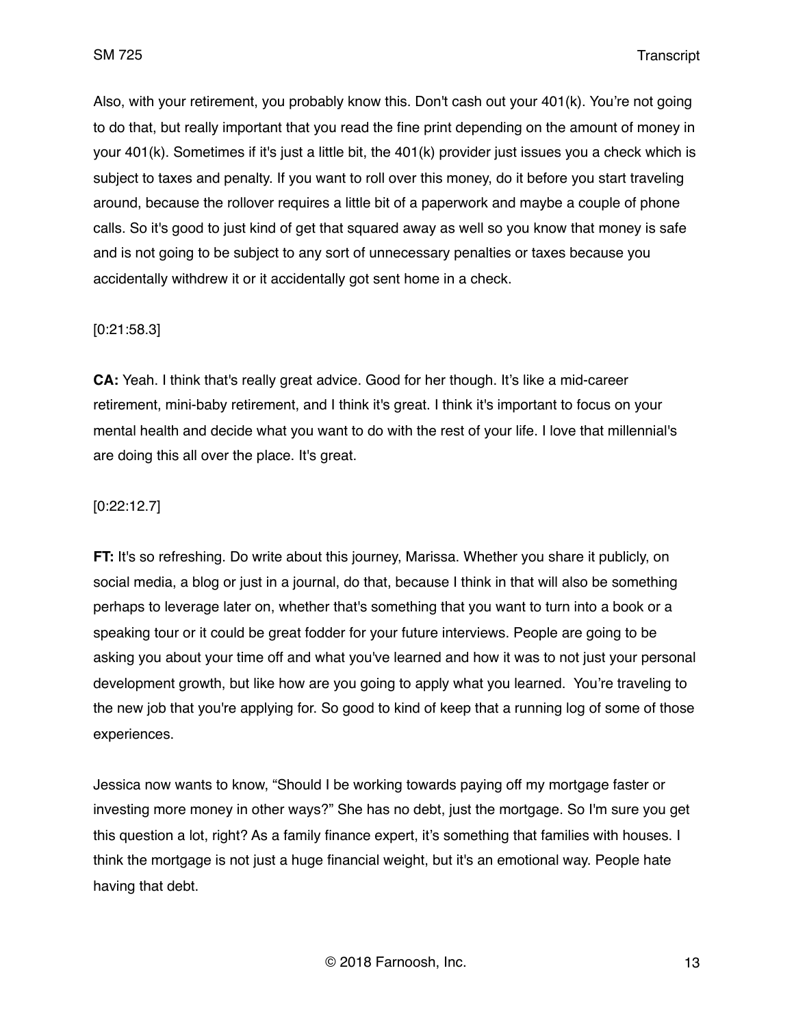Also, with your retirement, you probably know this. Don't cash out your 401(k). You're not going to do that, but really important that you read the fine print depending on the amount of money in your 401(k). Sometimes if it's just a little bit, the 401(k) provider just issues you a check which is subject to taxes and penalty. If you want to roll over this money, do it before you start traveling around, because the rollover requires a little bit of a paperwork and maybe a couple of phone calls. So it's good to just kind of get that squared away as well so you know that money is safe and is not going to be subject to any sort of unnecessary penalties or taxes because you accidentally withdrew it or it accidentally got sent home in a check.

[0:21:58.3]

**CA:** Yeah. I think that's really great advice. Good for her though. It's like a mid-career retirement, mini-baby retirement, and I think it's great. I think it's important to focus on your mental health and decide what you want to do with the rest of your life. I love that millennial's are doing this all over the place. It's great.

[0:22:12.7]

**FT:** It's so refreshing. Do write about this journey, Marissa. Whether you share it publicly, on social media, a blog or just in a journal, do that, because I think in that will also be something perhaps to leverage later on, whether that's something that you want to turn into a book or a speaking tour or it could be great fodder for your future interviews. People are going to be asking you about your time off and what you've learned and how it was to not just your personal development growth, but like how are you going to apply what you learned. You're traveling to the new job that you're applying for. So good to kind of keep that a running log of some of those experiences.

Jessica now wants to know, "Should I be working towards paying off my mortgage faster or investing more money in other ways?" She has no debt, just the mortgage. So I'm sure you get this question a lot, right? As a family finance expert, it's something that families with houses. I think the mortgage is not just a huge financial weight, but it's an emotional way. People hate having that debt.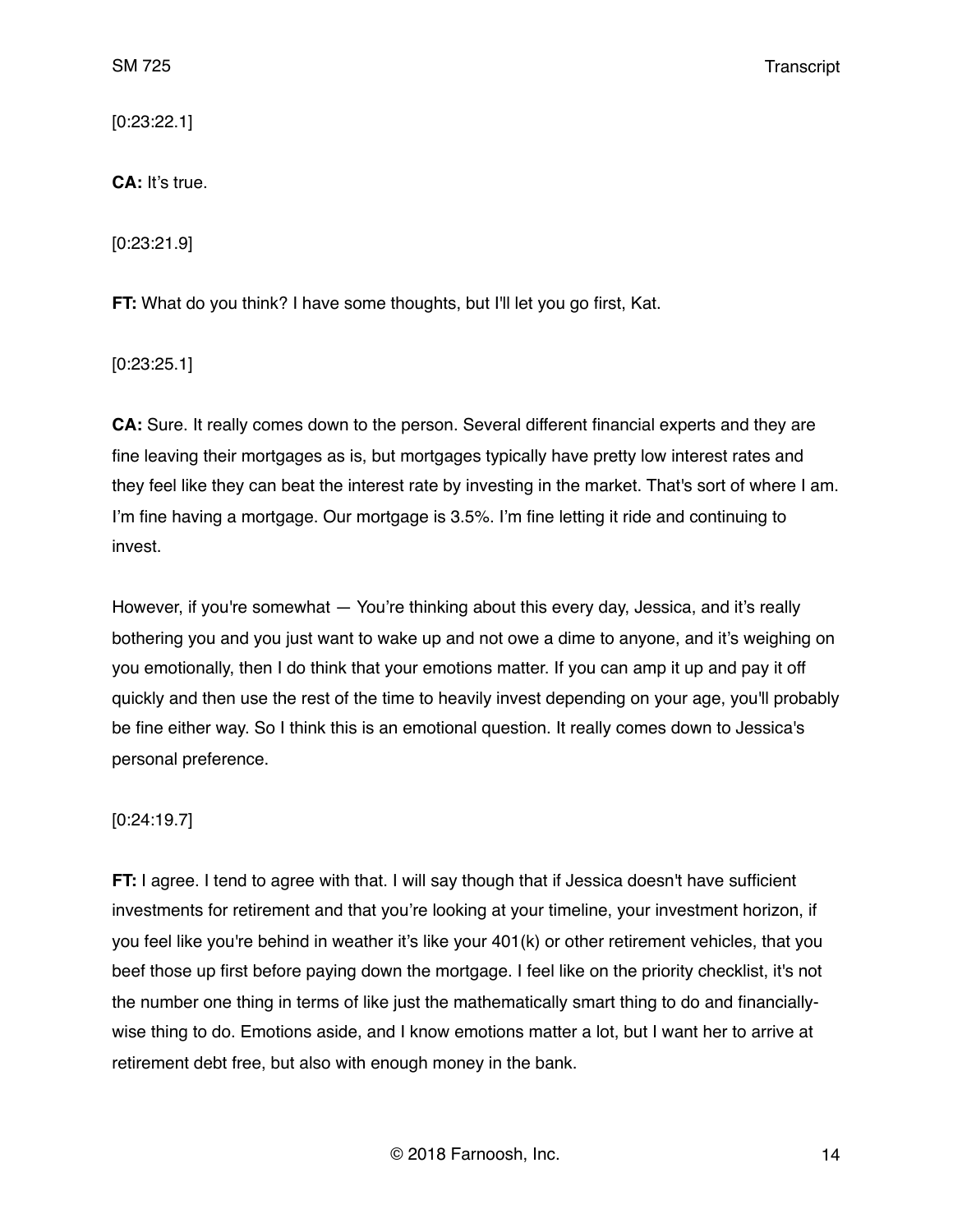[0:23:22.1]

**CA:** It's true.

[0:23:21.9]

**FT:** What do you think? I have some thoughts, but I'll let you go first, Kat.

[0:23:25.1]

**CA:** Sure. It really comes down to the person. Several different financial experts and they are fine leaving their mortgages as is, but mortgages typically have pretty low interest rates and they feel like they can beat the interest rate by investing in the market. That's sort of where I am. I'm fine having a mortgage. Our mortgage is 3.5%. I'm fine letting it ride and continuing to invest.

However, if you're somewhat — You're thinking about this every day, Jessica, and it's really bothering you and you just want to wake up and not owe a dime to anyone, and it's weighing on you emotionally, then I do think that your emotions matter. If you can amp it up and pay it off quickly and then use the rest of the time to heavily invest depending on your age, you'll probably be fine either way. So I think this is an emotional question. It really comes down to Jessica's personal preference.

[0:24:19.7]

**FT:** I agree. I tend to agree with that. I will say though that if Jessica doesn't have sufficient investments for retirement and that you're looking at your timeline, your investment horizon, if you feel like you're behind in weather it's like your 401(k) or other retirement vehicles, that you beef those up first before paying down the mortgage. I feel like on the priority checklist, it's not the number one thing in terms of like just the mathematically smart thing to do and financially-wise thing to do. Emotions aside, and I know emotions matter a lot, but I want her to arrive at retirement debt free, but also with enough money in the bank.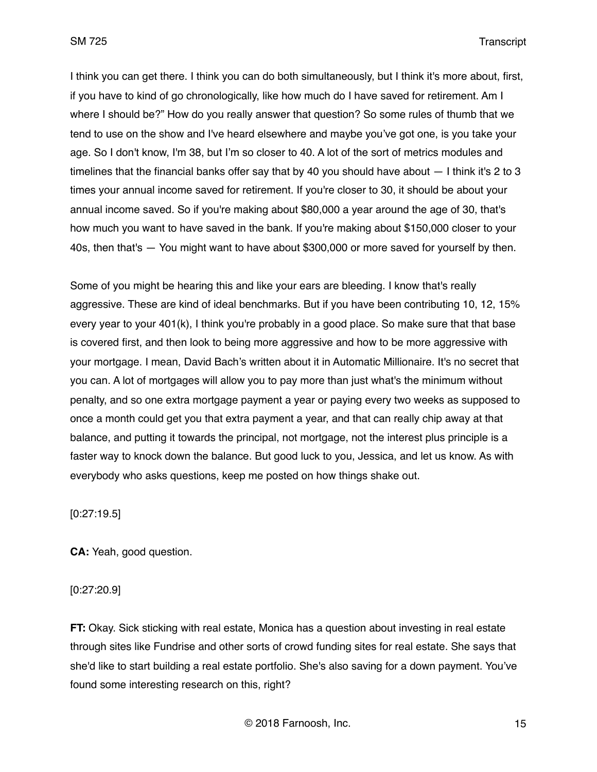I think you can get there. I think you can do both simultaneously, but I think it's more about, first, if you have to kind of go chronologically, like how much do I have saved for retirement. Am I where I should be?" How do you really answer that question? So some rules of thumb that we tend to use on the show and I've heard elsewhere and maybe you've got one, is you take your age. So I don't know, I'm 38, but I'm so closer to 40. A lot of the sort of metrics modules and timelines that the financial banks offer say that by 40 you should have about — I think it's 2 to 3 times your annual income saved for retirement. If you're closer to 30, it should be about your annual income saved. So if you're making about $80,000 a year around the age of 30, that's how much you want to have saved in the bank. If you're making about $150,000 closer to your 40s, then that's — You might want to have about $300,000 or more saved for yourself by then.

Some of you might be hearing this and like your ears are bleeding. I know that's really aggressive. These are kind of ideal benchmarks. But if you have been contributing 10, 12, 15% every year to your 401(k), I think you're probably in a good place. So make sure that that base is covered first, and then look to being more aggressive and how to be more aggressive with your mortgage. I mean, David Bach's written about it in Automatic Millionaire. It's no secret that you can. A lot of mortgages will allow you to pay more than just what's the minimum without penalty, and so one extra mortgage payment a year or paying every two weeks as supposed to once a month could get you that extra payment a year, and that can really chip away at that balance, and putting it towards the principal, not mortgage, not the interest plus principle is a faster way to knock down the balance. But good luck to you, Jessica, and let us know. As with everybody who asks questions, keep me posted on how things shake out.

[0:27:19.5]

**CA:** Yeah, good question.

[0:27:20.9]

**FT:** Okay. Sick sticking with real estate, Monica has a question about investing in real estate through sites like Fundrise and other sorts of crowd funding sites for real estate. She says that she'd like to start building a real estate portfolio. She's also saving for a down payment. You've found some interesting research on this, right?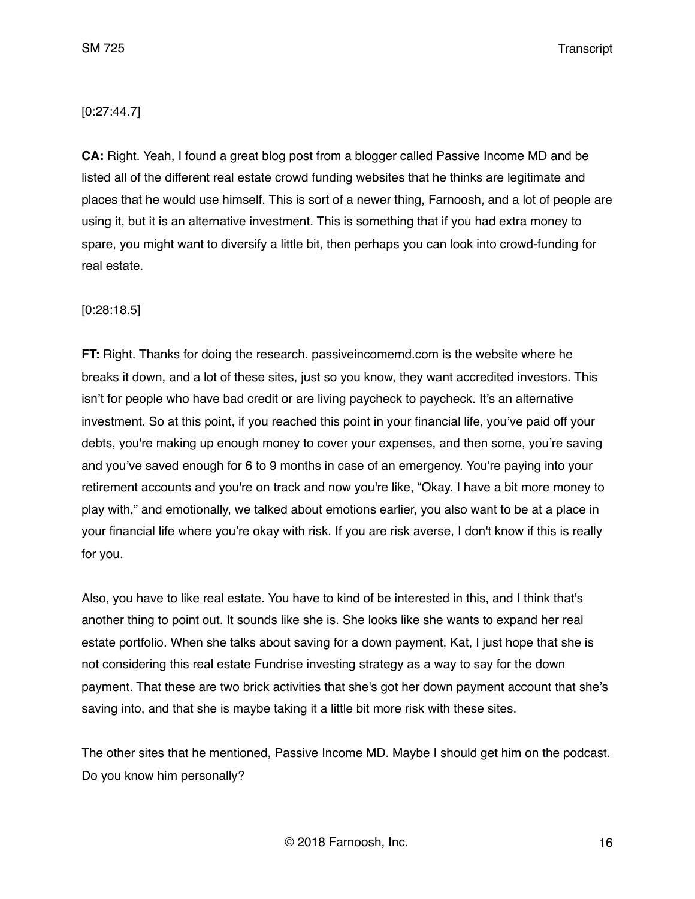[0:27:44.7]

**CA:** Right. Yeah, I found a great blog post from a blogger called Passive Income MD and be listed all of the different real estate crowd funding websites that he thinks are legitimate and places that he would use himself. This is sort of a newer thing, Farnoosh, and a lot of people are using it, but it is an alternative investment. This is something that if you had extra money to spare, you might want to diversify a little bit, then perhaps you can look into crowd-funding for real estate.

[0:28:18.5]

**FT:** Right. Thanks for doing the research. passiveincomemd.com is the website where he breaks it down, and a lot of these sites, just so you know, they want accredited investors. This isn't for people who have bad credit or are living paycheck to paycheck. It's an alternative investment. So at this point, if you reached this point in your financial life, you've paid off your debts, you're making up enough money to cover your expenses, and then some, you're saving and you've saved enough for 6 to 9 months in case of an emergency. You're paying into your retirement accounts and you're on track and now you're like, "Okay. I have a bit more money to play with," and emotionally, we talked about emotions earlier, you also want to be at a place in your financial life where you're okay with risk. If you are risk averse, I don't know if this is really for you.

Also, you have to like real estate. You have to kind of be interested in this, and I think that's another thing to point out. It sounds like she is. She looks like she wants to expand her real estate portfolio. When she talks about saving for a down payment, Kat, I just hope that she is not considering this real estate Fundrise investing strategy as a way to say for the down payment. That these are two brick activities that she's got her down payment account that she's saving into, and that she is maybe taking it a little bit more risk with these sites.

The other sites that he mentioned, Passive Income MD. Maybe I should get him on the podcast. Do you know him personally?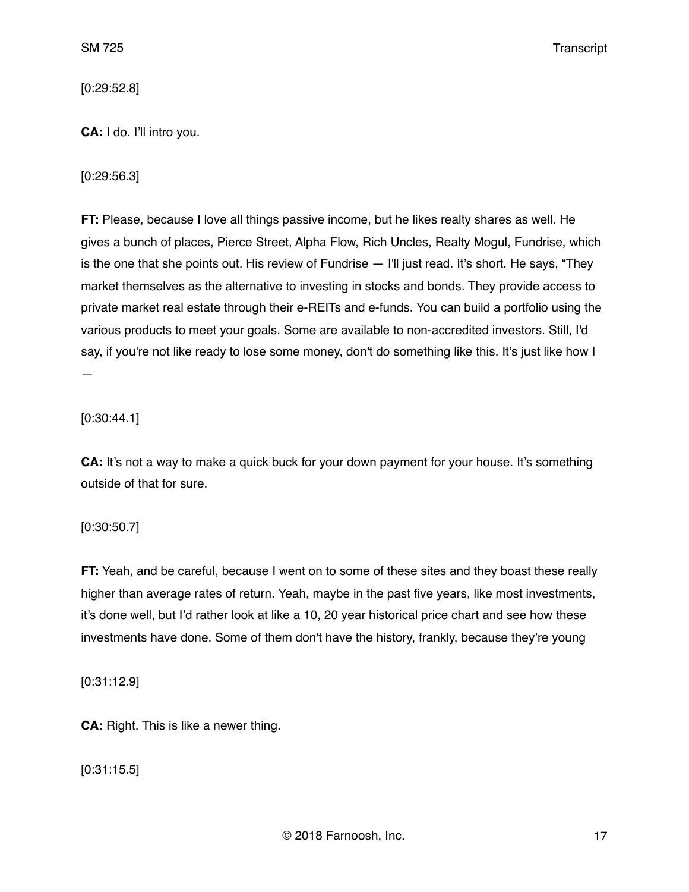[0:29:52.8]

**CA:** I do. I'll intro you.

[0:29:56.3]

**FT:** Please, because I love all things passive income, but he likes realty shares as well. He gives a bunch of places, Pierce Street, Alpha Flow, Rich Uncles, Realty Mogul, Fundrise, which is the one that she points out. His review of Fundrise — I'll just read. It's short. He says, "They market themselves as the alternative to investing in stocks and bonds. They provide access to private market real estate through their e-REITs and e-funds. You can build a portfolio using the various products to meet your goals. Some are available to non-accredited investors. Still, I'd say, if you're not like ready to lose some money, don't do something like this. It's just like how I —

[0:30:44.1]

**CA:** It's not a way to make a quick buck for your down payment for your house. It's something outside of that for sure.

[0:30:50.7]

**FT:** Yeah, and be careful, because I went on to some of these sites and they boast these really higher than average rates of return. Yeah, maybe in the past five years, like most investments, it's done well, but I'd rather look at like a 10, 20 year historical price chart and see how these investments have done. Some of them don't have the history, frankly, because they're young

[0:31:12.9]

**CA:** Right. This is like a newer thing.

[0:31:15.5]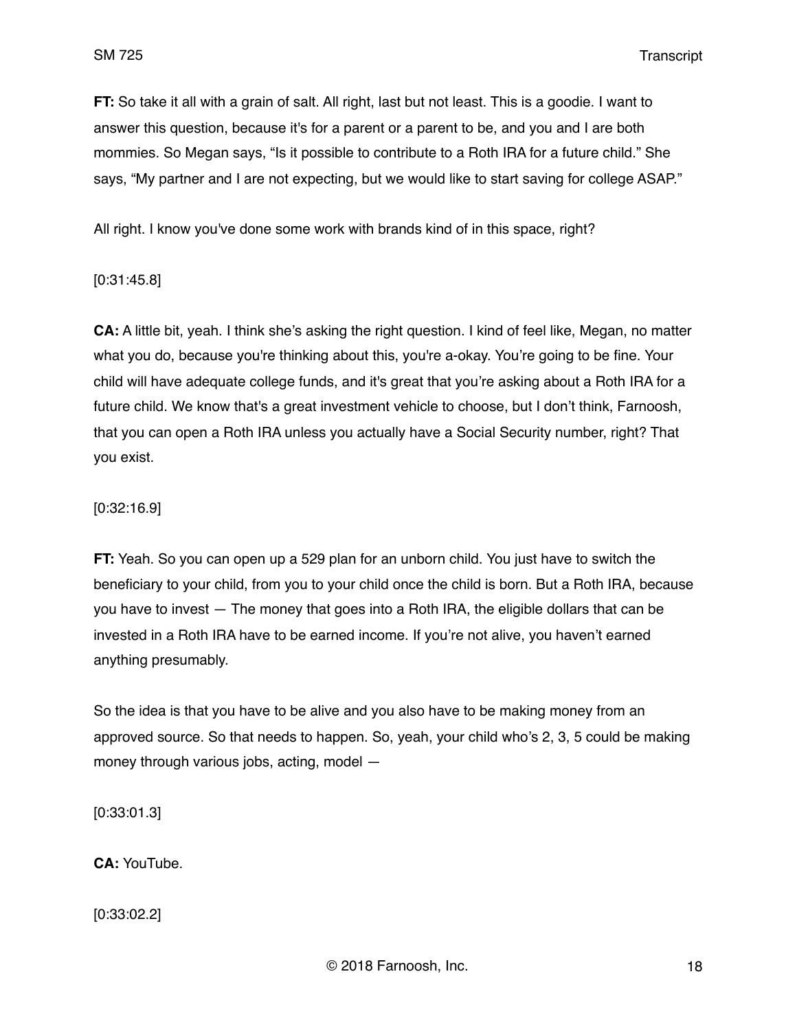**FT:** So take it all with a grain of salt. All right, last but not least. This is a goodie. I want to answer this question, because it's for a parent or a parent to be, and you and I are both mommies. So Megan says, "Is it possible to contribute to a Roth IRA for a future child." She says, "My partner and I are not expecting, but we would like to start saving for college ASAP."

All right. I know you've done some work with brands kind of in this space, right?

[0:31:45.8]

**CA:** A little bit, yeah. I think she's asking the right question. I kind of feel like, Megan, no matter what you do, because you're thinking about this, you're a-okay. You're going to be fine. Your child will have adequate college funds, and it's great that you're asking about a Roth IRA for a future child. We know that's a great investment vehicle to choose, but I don't think, Farnoosh, that you can open a Roth IRA unless you actually have a Social Security number, right? That you exist.

[0:32:16.9]

**FT:** Yeah. So you can open up a 529 plan for an unborn child. You just have to switch the beneficiary to your child, from you to your child once the child is born. But a Roth IRA, because you have to invest — The money that goes into a Roth IRA, the eligible dollars that can be invested in a Roth IRA have to be earned income. If you're not alive, you haven't earned anything presumably.

So the idea is that you have to be alive and you also have to be making money from an approved source. So that needs to happen. So, yeah, your child who's 2, 3, 5 could be making money through various jobs, acting, model —

[0:33:01.3]

**CA:** YouTube.

[0:33:02.2]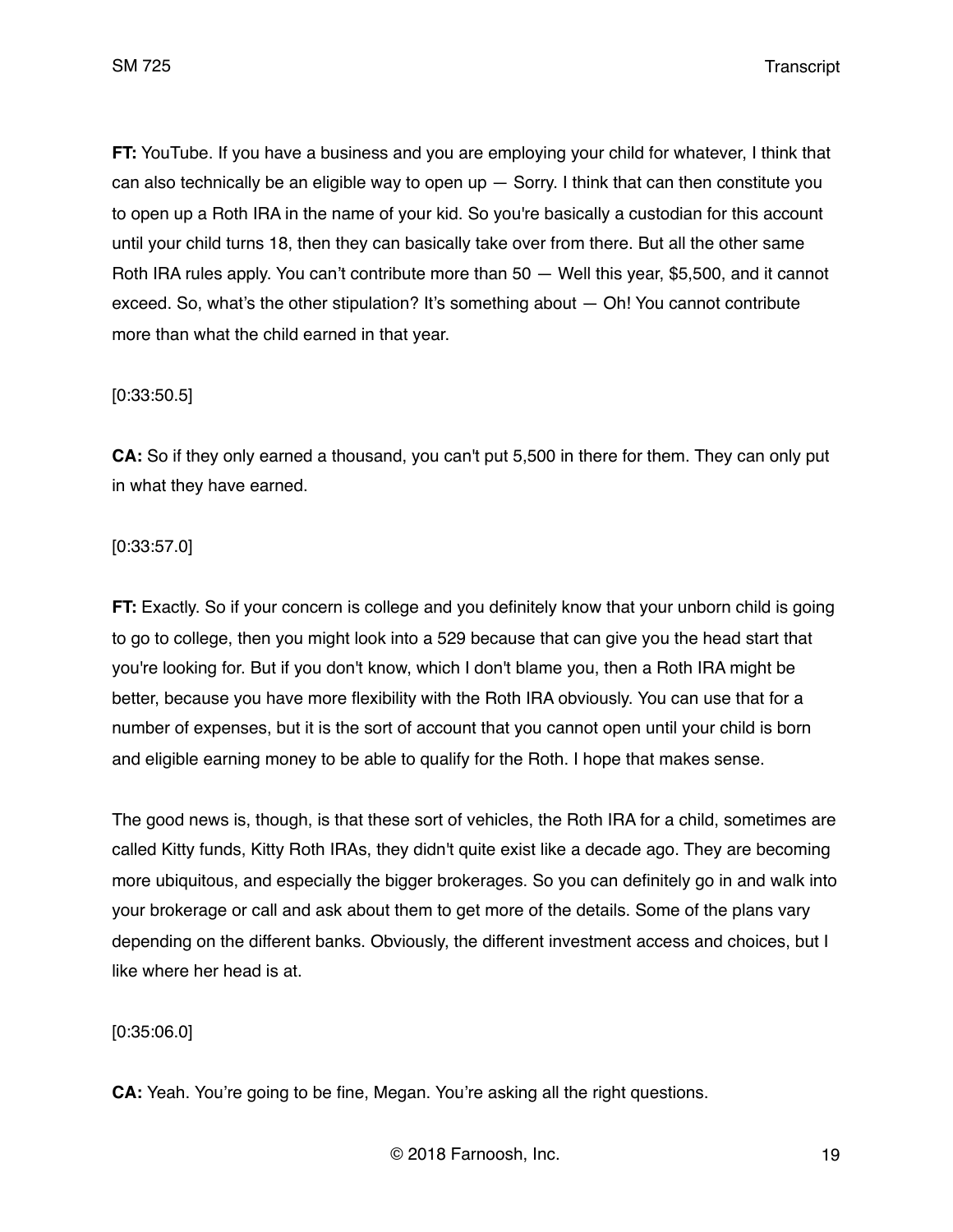**FT:** YouTube. If you have a business and you are employing your child for whatever, I think that can also technically be an eligible way to open up — Sorry. I think that can then constitute you to open up a Roth IRA in the name of your kid. So you're basically a custodian for this account until your child turns 18, then they can basically take over from there. But all the other same Roth IRA rules apply. You can't contribute more than 50 — Well this year, $5,500, and it cannot exceed. So, what's the other stipulation? It's something about — Oh! You cannot contribute more than what the child earned in that year.

[0:33:50.5]

**CA:** So if they only earned a thousand, you can't put 5,500 in there for them. They can only put in what they have earned.

[0:33:57.0]

**FT:** Exactly. So if your concern is college and you definitely know that your unborn child is going to go to college, then you might look into a 529 because that can give you the head start that you're looking for. But if you don't know, which I don't blame you, then a Roth IRA might be better, because you have more flexibility with the Roth IRA obviously. You can use that for a number of expenses, but it is the sort of account that you cannot open until your child is born and eligible earning money to be able to qualify for the Roth. I hope that makes sense.

The good news is, though, is that these sort of vehicles, the Roth IRA for a child, sometimes are called Kitty funds, Kitty Roth IRAs, they didn't quite exist like a decade ago. They are becoming more ubiquitous, and especially the bigger brokerages. So you can definitely go in and walk into your brokerage or call and ask about them to get more of the details. Some of the plans vary depending on the different banks. Obviously, the different investment access and choices, but I like where her head is at.

[0:35:06.0]

**CA:** Yeah. You're going to be fine, Megan. You're asking all the right questions.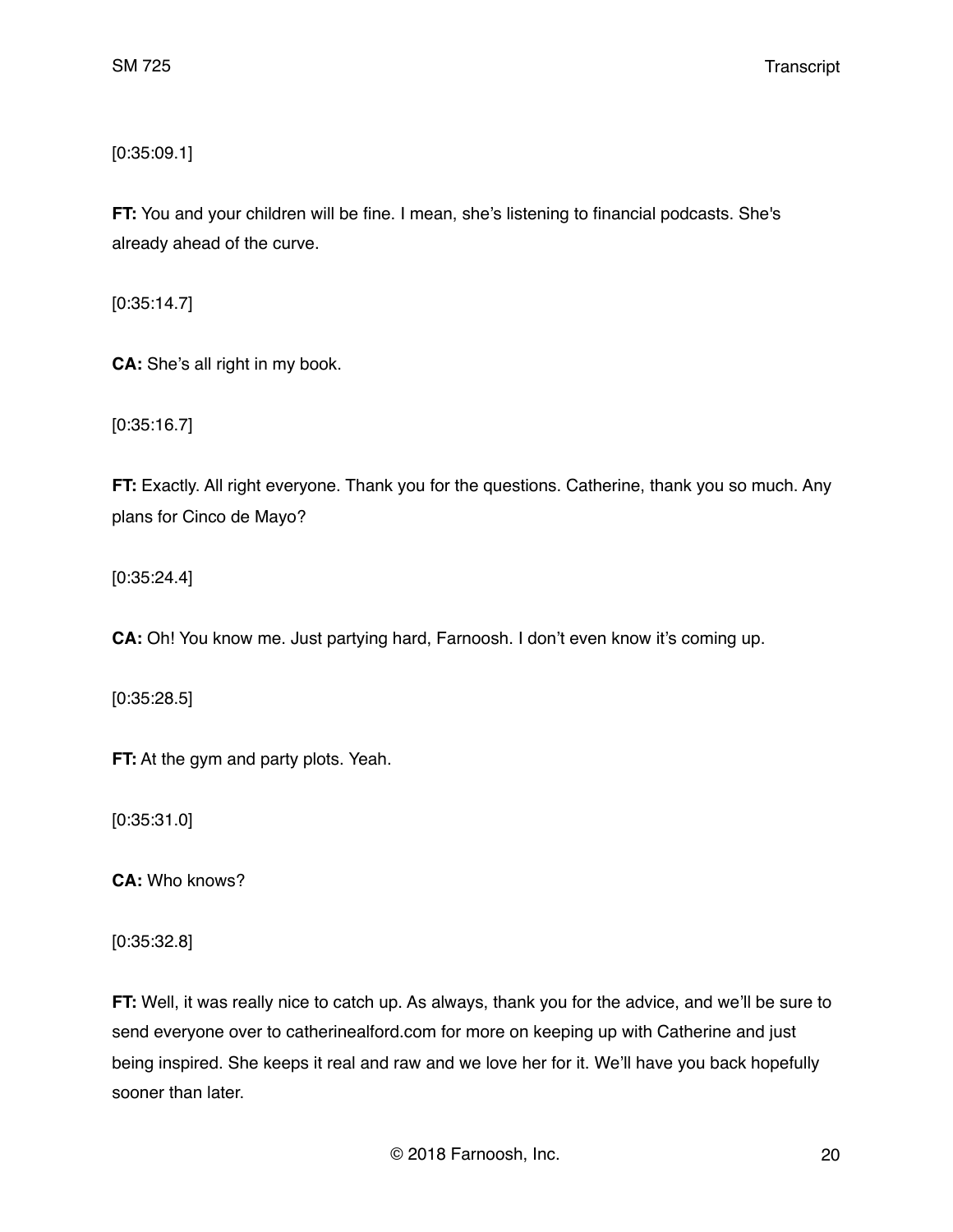[0:35:09.1]

**FT:** You and your children will be fine. I mean, she's listening to financial podcasts. She's already ahead of the curve.

[0:35:14.7]

**CA:** She's all right in my book.

[0:35:16.7]

**FT:** Exactly. All right everyone. Thank you for the questions. Catherine, thank you so much. Any plans for Cinco de Mayo?

[0:35:24.4]

**CA:** Oh! You know me. Just partying hard, Farnoosh. I don't even know it's coming up.

[0:35:28.5]

**FT:** At the gym and party plots. Yeah.

[0:35:31.0]

**CA:** Who knows?

[0:35:32.8]

**FT:** Well, it was really nice to catch up. As always, thank you for the advice, and we'll be sure to send everyone over to catherinealford.com for more on keeping up with Catherine and just being inspired. She keeps it real and raw and we love her for it. We'll have you back hopefully sooner than later.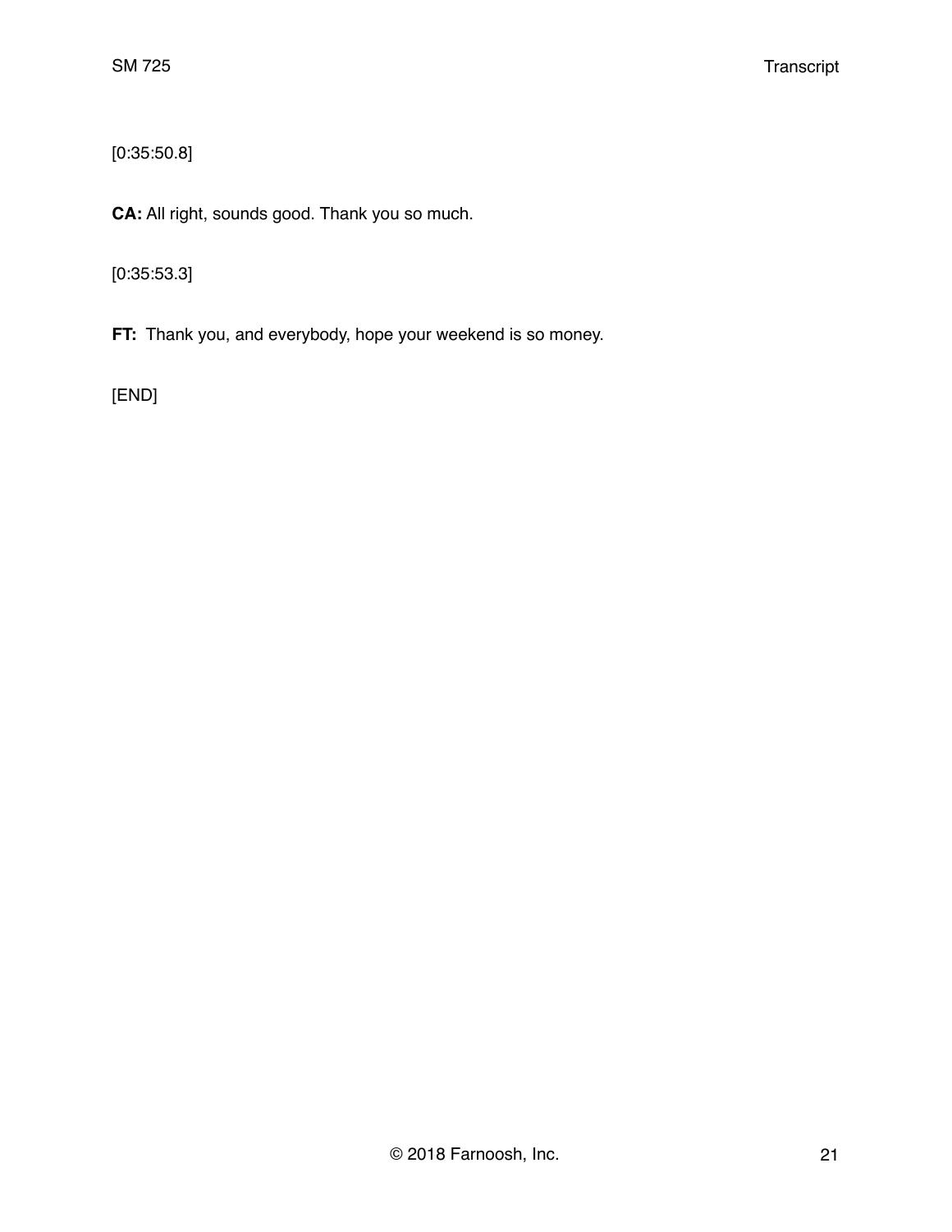[0:35:50.8]

**CA:** All right, sounds good. Thank you so much.

[0:35:53.3]

**FT:** Thank you, and everybody, hope your weekend is so money.

[END]